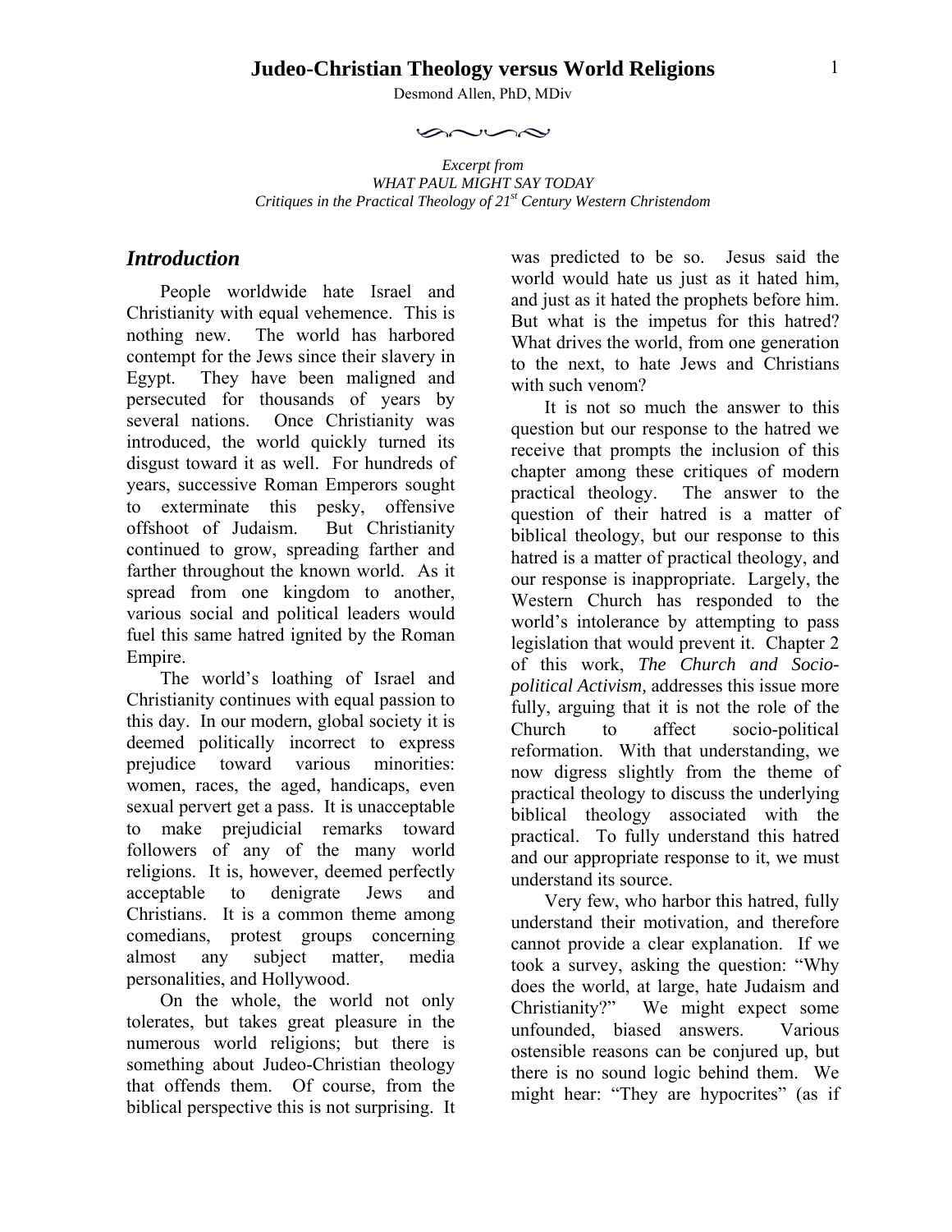# Judeo-Christian Theology versus World Religions

Desmond Allen, PhD, MDiv

*Excerpt from*
*WHAT PAUL MIGHT SAY TODAY*
*Critiques in the Practical Theology of 21st Century Western Christendom*

## *Introduction*

People worldwide hate Israel and Christianity with equal vehemence. This is nothing new. The world has harbored contempt for the Jews since their slavery in Egypt. They have been maligned and persecuted for thousands of years by several nations. Once Christianity was introduced, the world quickly turned its disgust toward it as well. For hundreds of years, successive Roman Emperors sought to exterminate this pesky, offensive offshoot of Judaism. But Christianity continued to grow, spreading farther and farther throughout the known world. As it spread from one kingdom to another, various social and political leaders would fuel this same hatred ignited by the Roman Empire.

The world's loathing of Israel and Christianity continues with equal passion to this day. In our modern, global society it is deemed politically incorrect to express prejudice toward various minorities: women, races, the aged, handicaps, even sexual pervert get a pass. It is unacceptable to make prejudicial remarks toward followers of any of the many world religions. It is, however, deemed perfectly acceptable to denigrate Jews and Christians. It is a common theme among comedians, protest groups concerning almost any subject matter, media personalities, and Hollywood.

On the whole, the world not only tolerates, but takes great pleasure in the numerous world religions; but there is something about Judeo-Christian theology that offends them. Of course, from the biblical perspective this is not surprising. It was predicted to be so. Jesus said the world would hate us just as it hated him, and just as it hated the prophets before him. But what is the impetus for this hatred? What drives the world, from one generation to the next, to hate Jews and Christians with such venom?

It is not so much the answer to this question but our response to the hatred we receive that prompts the inclusion of this chapter among these critiques of modern practical theology. The answer to the question of their hatred is a matter of biblical theology, but our response to this hatred is a matter of practical theology, and our response is inappropriate. Largely, the Western Church has responded to the world's intolerance by attempting to pass legislation that would prevent it. Chapter 2 of this work, *The Church and Socio-political Activism,* addresses this issue more fully, arguing that it is not the role of the Church to affect socio-political reformation. With that understanding, we now digress slightly from the theme of practical theology to discuss the underlying biblical theology associated with the practical. To fully understand this hatred and our appropriate response to it, we must understand its source.

Very few, who harbor this hatred, fully understand their motivation, and therefore cannot provide a clear explanation. If we took a survey, asking the question: "Why does the world, at large, hate Judaism and Christianity?" We might expect some unfounded, biased answers. Various ostensible reasons can be conjured up, but there is no sound logic behind them. We might hear: "They are hypocrites" (as if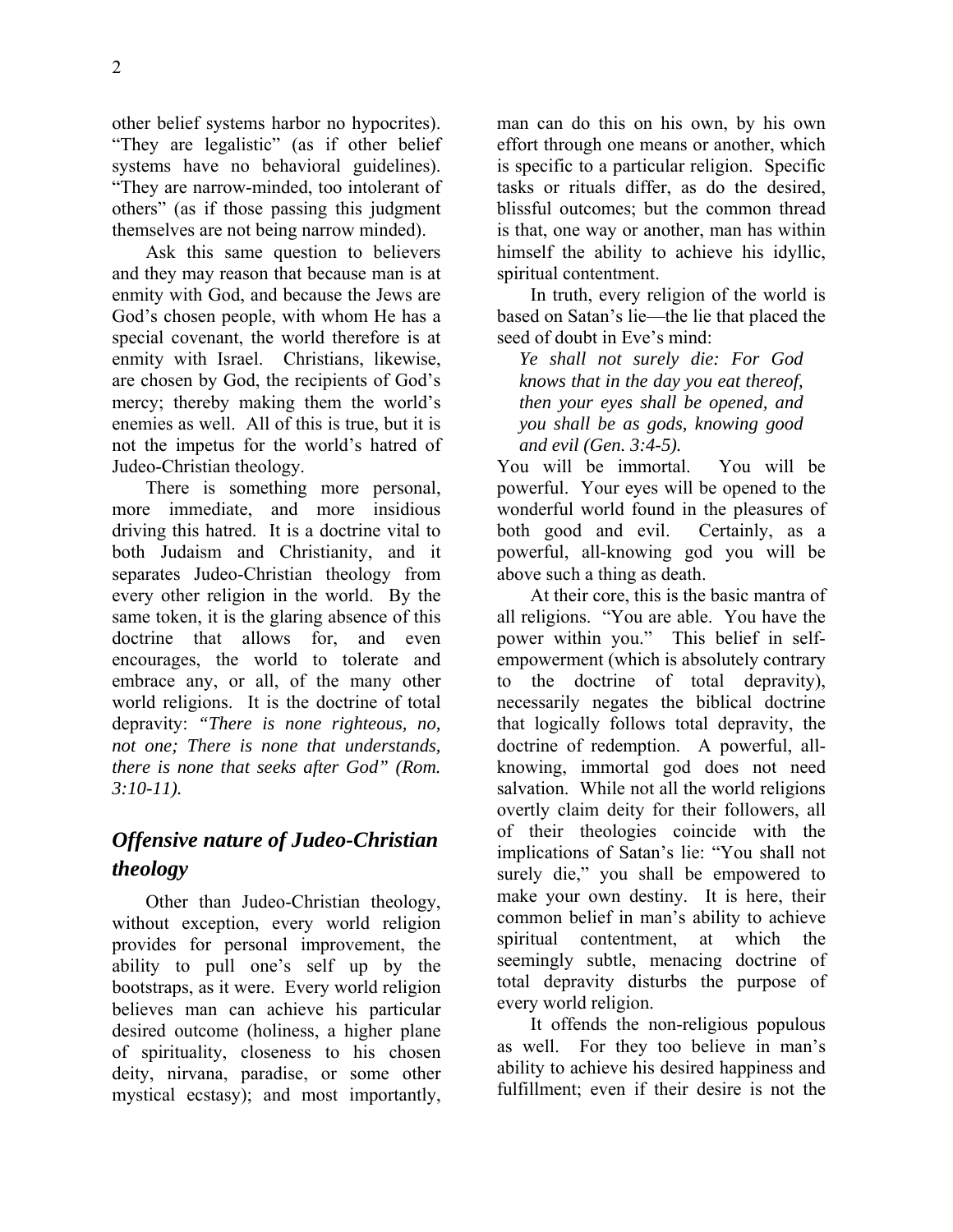other belief systems harbor no hypocrites). "They are legalistic" (as if other belief systems have no behavioral guidelines). "They are narrow-minded, too intolerant of others" (as if those passing this judgment themselves are not being narrow minded).

Ask this same question to believers and they may reason that because man is at enmity with God, and because the Jews are God's chosen people, with whom He has a special covenant, the world therefore is at enmity with Israel. Christians, likewise, are chosen by God, the recipients of God's mercy; thereby making them the world's enemies as well. All of this is true, but it is not the impetus for the world's hatred of Judeo-Christian theology.

There is something more personal, more immediate, and more insidious driving this hatred. It is a doctrine vital to both Judaism and Christianity, and it separates Judeo-Christian theology from every other religion in the world. By the same token, it is the glaring absence of this doctrine that allows for, and even encourages, the world to tolerate and embrace any, or all, of the many other world religions. It is the doctrine of total depravity: *"There is none righteous, no, not one; There is none that understands, there is none that seeks after God" (Rom. 3:10-11).*

## *Offensive nature of Judeo-Christian theology*

Other than Judeo-Christian theology, without exception, every world religion provides for personal improvement, the ability to pull one's self up by the bootstraps, as it were. Every world religion believes man can achieve his particular desired outcome (holiness, a higher plane of spirituality, closeness to his chosen deity, nirvana, paradise, or some other mystical ecstasy); and most importantly, man can do this on his own, by his own effort through one means or another, which is specific to a particular religion. Specific tasks or rituals differ, as do the desired, blissful outcomes; but the common thread is that, one way or another, man has within himself the ability to achieve his idyllic, spiritual contentment.

In truth, every religion of the world is based on Satan's lie—the lie that placed the seed of doubt in Eve's mind:

> *Ye shall not surely die: For God knows that in the day you eat thereof, then your eyes shall be opened, and you shall be as gods, knowing good and evil (Gen. 3:4-5).*

You will be immortal. You will be powerful. Your eyes will be opened to the wonderful world found in the pleasures of both good and evil. Certainly, as a powerful, all-knowing god you will be above such a thing as death.

At their core, this is the basic mantra of all religions. "You are able. You have the power within you." This belief in self-empowerment (which is absolutely contrary to the doctrine of total depravity), necessarily negates the biblical doctrine that logically follows total depravity, the doctrine of redemption. A powerful, all-knowing, immortal god does not need salvation. While not all the world religions overtly claim deity for their followers, all of their theologies coincide with the implications of Satan's lie: "You shall not surely die," you shall be empowered to make your own destiny. It is here, their common belief in man's ability to achieve spiritual contentment, at which the seemingly subtle, menacing doctrine of total depravity disturbs the purpose of every world religion.

It offends the non-religious populous as well. For they too believe in man's ability to achieve his desired happiness and fulfillment; even if their desire is not the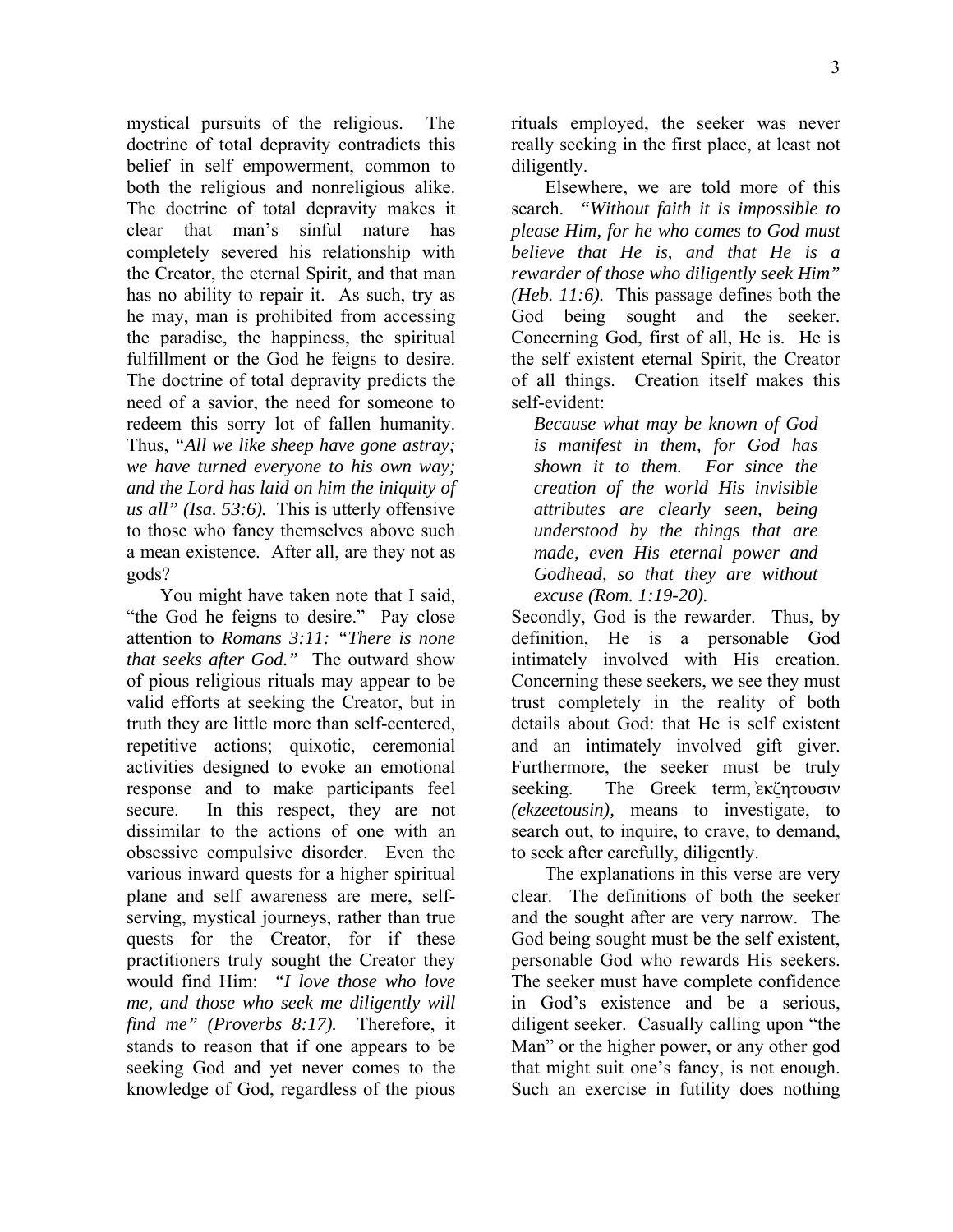mystical pursuits of the religious. The doctrine of total depravity contradicts this belief in self empowerment, common to both the religious and nonreligious alike. The doctrine of total depravity makes it clear that man's sinful nature has completely severed his relationship with the Creator, the eternal Spirit, and that man has no ability to repair it. As such, try as he may, man is prohibited from accessing the paradise, the happiness, the spiritual fulfillment or the God he feigns to desire. The doctrine of total depravity predicts the need of a savior, the need for someone to redeem this sorry lot of fallen humanity. Thus, *"All we like sheep have gone astray; we have turned everyone to his own way; and the Lord has laid on him the iniquity of us all" (Isa. 53:6).* This is utterly offensive to those who fancy themselves above such a mean existence. After all, are they not as gods?

You might have taken note that I said, "the God he feigns to desire." Pay close attention to *Romans 3:11: "There is none that seeks after God."* The outward show of pious religious rituals may appear to be valid efforts at seeking the Creator, but in truth they are little more than self-centered, repetitive actions; quixotic, ceremonial activities designed to evoke an emotional response and to make participants feel secure. In this respect, they are not dissimilar to the actions of one with an obsessive compulsive disorder. Even the various inward quests for a higher spiritual plane and self awareness are mere, self-serving, mystical journeys, rather than true quests for the Creator, for if these practitioners truly sought the Creator they would find Him: *"I love those who love me, and those who seek me diligently will find me" (Proverbs 8:17).* Therefore, it stands to reason that if one appears to be seeking God and yet never comes to the knowledge of God, regardless of the pious rituals employed, the seeker was never really seeking in the first place, at least not diligently.

Elsewhere, we are told more of this search. *"Without faith it is impossible to please Him, for he who comes to God must believe that He is, and that He is a rewarder of those who diligently seek Him" (Heb. 11:6).* This passage defines both the God being sought and the seeker. Concerning God, first of all, He is. He is the self existent eternal Spirit, the Creator of all things. Creation itself makes this self-evident:

> *Because what may be known of God is manifest in them, for God has shown it to them. For since the creation of the world His invisible attributes are clearly seen, being understood by the things that are made, even His eternal power and Godhead, so that they are without excuse (Rom. 1:19-20).*

Secondly, God is the rewarder. Thus, by definition, He is a personable God intimately involved with His creation. Concerning these seekers, we see they must trust completely in the reality of both details about God: that He is self existent and an intimately involved gift giver. Furthermore, the seeker must be truly seeking. The Greek term, ἐκζητουσιν *(ekzeetousin),* means to investigate, to search out, to inquire, to crave, to demand, to seek after carefully, diligently.

The explanations in this verse are very clear. The definitions of both the seeker and the sought after are very narrow. The God being sought must be the self existent, personable God who rewards His seekers. The seeker must have complete confidence in God's existence and be a serious, diligent seeker. Casually calling upon "the Man" or the higher power, or any other god that might suit one's fancy, is not enough. Such an exercise in futility does nothing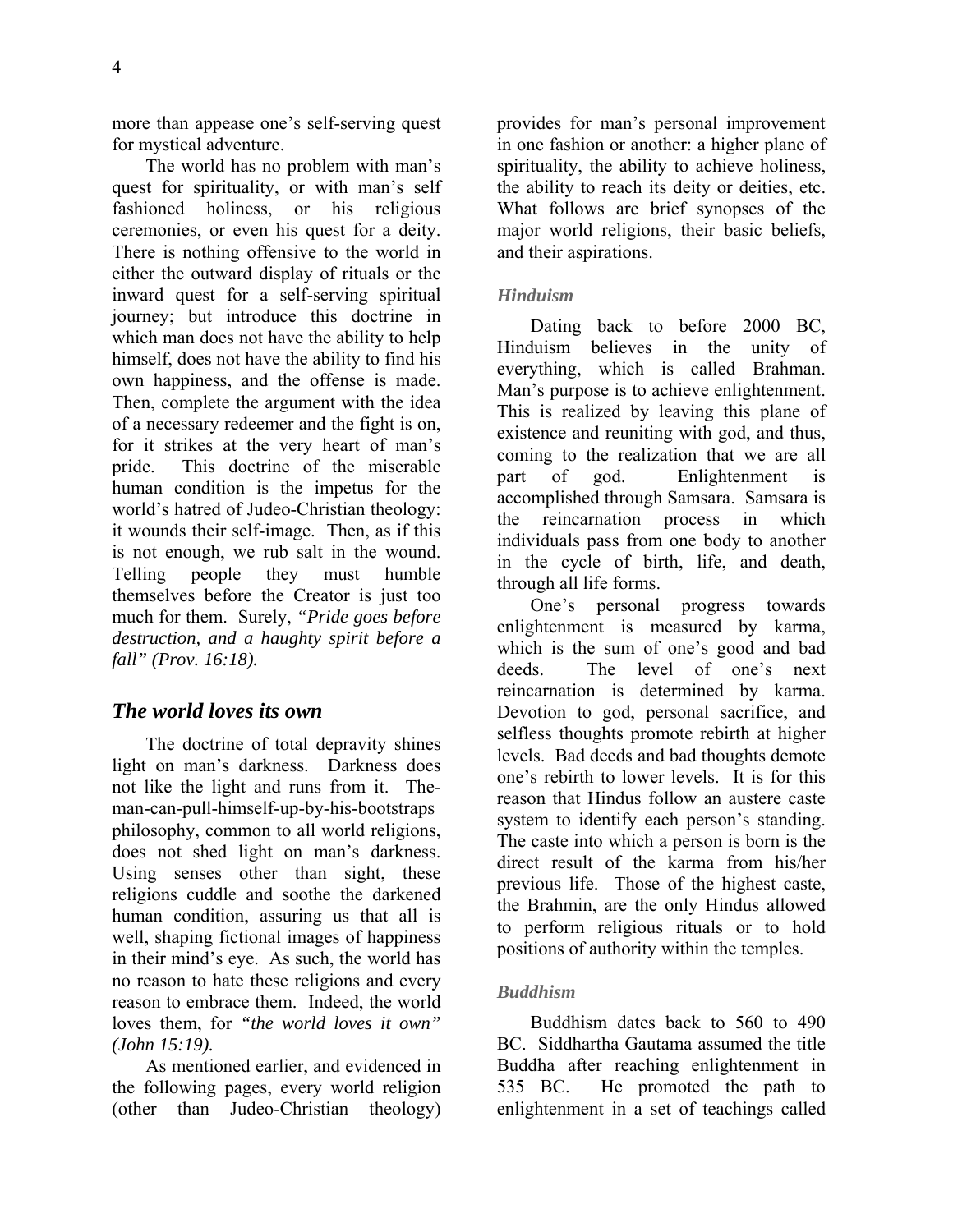more than appease one's self-serving quest for mystical adventure.

The world has no problem with man's quest for spirituality, or with man's self fashioned holiness, or his religious ceremonies, or even his quest for a deity. There is nothing offensive to the world in either the outward display of rituals or the inward quest for a self-serving spiritual journey; but introduce this doctrine in which man does not have the ability to help himself, does not have the ability to find his own happiness, and the offense is made. Then, complete the argument with the idea of a necessary redeemer and the fight is on, for it strikes at the very heart of man's pride. This doctrine of the miserable human condition is the impetus for the world's hatred of Judeo-Christian theology: it wounds their self-image. Then, as if this is not enough, we rub salt in the wound. Telling people they must humble themselves before the Creator is just too much for them. Surely, ***"Pride goes before destruction, and a haughty spirit before a fall" (Prov. 16:18).***

## *The world loves its own*

The doctrine of total depravity shines light on man's darkness. Darkness does not like the light and runs from it. The-man-can-pull-himself-up-by-his-bootstraps philosophy, common to all world religions, does not shed light on man's darkness. Using senses other than sight, these religions cuddle and soothe the darkened human condition, assuring us that all is well, shaping fictional images of happiness in their mind's eye. As such, the world has no reason to hate these religions and every reason to embrace them. Indeed, the world loves them, for ***"the world loves it own" (John 15:19).***

As mentioned earlier, and evidenced in the following pages, every world religion (other than Judeo-Christian theology) provides for man's personal improvement in one fashion or another: a higher plane of spirituality, the ability to achieve holiness, the ability to reach its deity or deities, etc. What follows are brief synopses of the major world religions, their basic beliefs, and their aspirations.

### *Hinduism*

Dating back to before 2000 BC, Hinduism believes in the unity of everything, which is called Brahman. Man's purpose is to achieve enlightenment. This is realized by leaving this plane of existence and reuniting with god, and thus, coming to the realization that we are all part of god. Enlightenment is accomplished through Samsara. Samsara is the reincarnation process in which individuals pass from one body to another in the cycle of birth, life, and death, through all life forms.

One's personal progress towards enlightenment is measured by karma, which is the sum of one's good and bad deeds. The level of one's next reincarnation is determined by karma. Devotion to god, personal sacrifice, and selfless thoughts promote rebirth at higher levels. Bad deeds and bad thoughts demote one's rebirth to lower levels. It is for this reason that Hindus follow an austere caste system to identify each person's standing. The caste into which a person is born is the direct result of the karma from his/her previous life. Those of the highest caste, the Brahmin, are the only Hindus allowed to perform religious rituals or to hold positions of authority within the temples.

### *Buddhism*

Buddhism dates back to 560 to 490 BC. Siddhartha Gautama assumed the title Buddha after reaching enlightenment in 535 BC. He promoted the path to enlightenment in a set of teachings called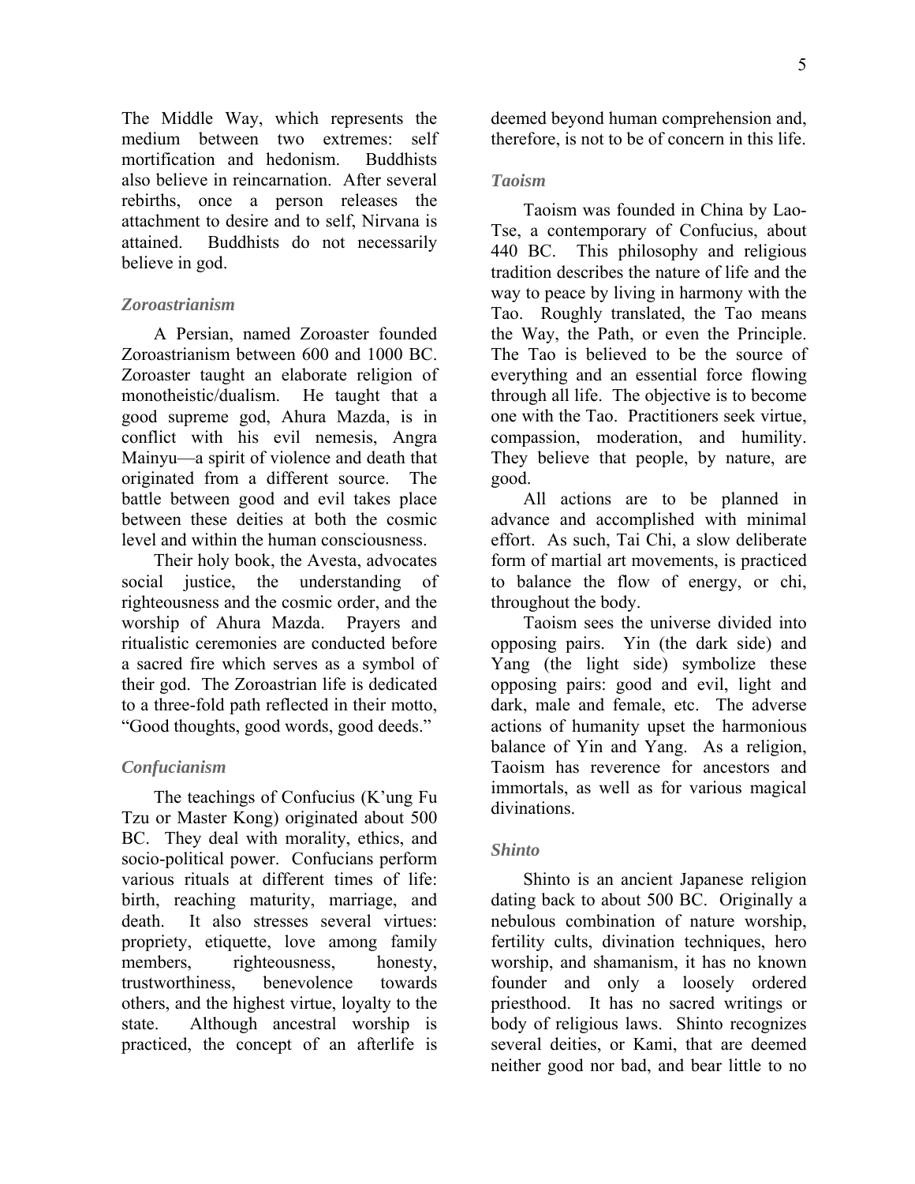The Middle Way, which represents the medium between two extremes: self mortification and hedonism. Buddhists also believe in reincarnation. After several rebirths, once a person releases the attachment to desire and to self, Nirvana is attained. Buddhists do not necessarily believe in god.

### *Zoroastrianism*

A Persian, named Zoroaster founded Zoroastrianism between 600 and 1000 BC. Zoroaster taught an elaborate religion of monotheistic/dualism. He taught that a good supreme god, Ahura Mazda, is in conflict with his evil nemesis, Angra Mainyu—a spirit of violence and death that originated from a different source. The battle between good and evil takes place between these deities at both the cosmic level and within the human consciousness.

Their holy book, the Avesta, advocates social justice, the understanding of righteousness and the cosmic order, and the worship of Ahura Mazda. Prayers and ritualistic ceremonies are conducted before a sacred fire which serves as a symbol of their god. The Zoroastrian life is dedicated to a three-fold path reflected in their motto, "Good thoughts, good words, good deeds."

### *Confucianism*

The teachings of Confucius (K'ung Fu Tzu or Master Kong) originated about 500 BC. They deal with morality, ethics, and socio-political power. Confucians perform various rituals at different times of life: birth, reaching maturity, marriage, and death. It also stresses several virtues: propriety, etiquette, love among family members, righteousness, honesty, trustworthiness, benevolence towards others, and the highest virtue, loyalty to the state. Although ancestral worship is practiced, the concept of an afterlife is deemed beyond human comprehension and, therefore, is not to be of concern in this life.

### *Taoism*

Taoism was founded in China by Lao-Tse, a contemporary of Confucius, about 440 BC. This philosophy and religious tradition describes the nature of life and the way to peace by living in harmony with the Tao. Roughly translated, the Tao means the Way, the Path, or even the Principle. The Tao is believed to be the source of everything and an essential force flowing through all life. The objective is to become one with the Tao. Practitioners seek virtue, compassion, moderation, and humility. They believe that people, by nature, are good.

All actions are to be planned in advance and accomplished with minimal effort. As such, Tai Chi, a slow deliberate form of martial art movements, is practiced to balance the flow of energy, or chi, throughout the body.

Taoism sees the universe divided into opposing pairs. Yin (the dark side) and Yang (the light side) symbolize these opposing pairs: good and evil, light and dark, male and female, etc. The adverse actions of humanity upset the harmonious balance of Yin and Yang. As a religion, Taoism has reverence for ancestors and immortals, as well as for various magical divinations.

### *Shinto*

Shinto is an ancient Japanese religion dating back to about 500 BC. Originally a nebulous combination of nature worship, fertility cults, divination techniques, hero worship, and shamanism, it has no known founder and only a loosely ordered priesthood. It has no sacred writings or body of religious laws. Shinto recognizes several deities, or Kami, that are deemed neither good nor bad, and bear little to no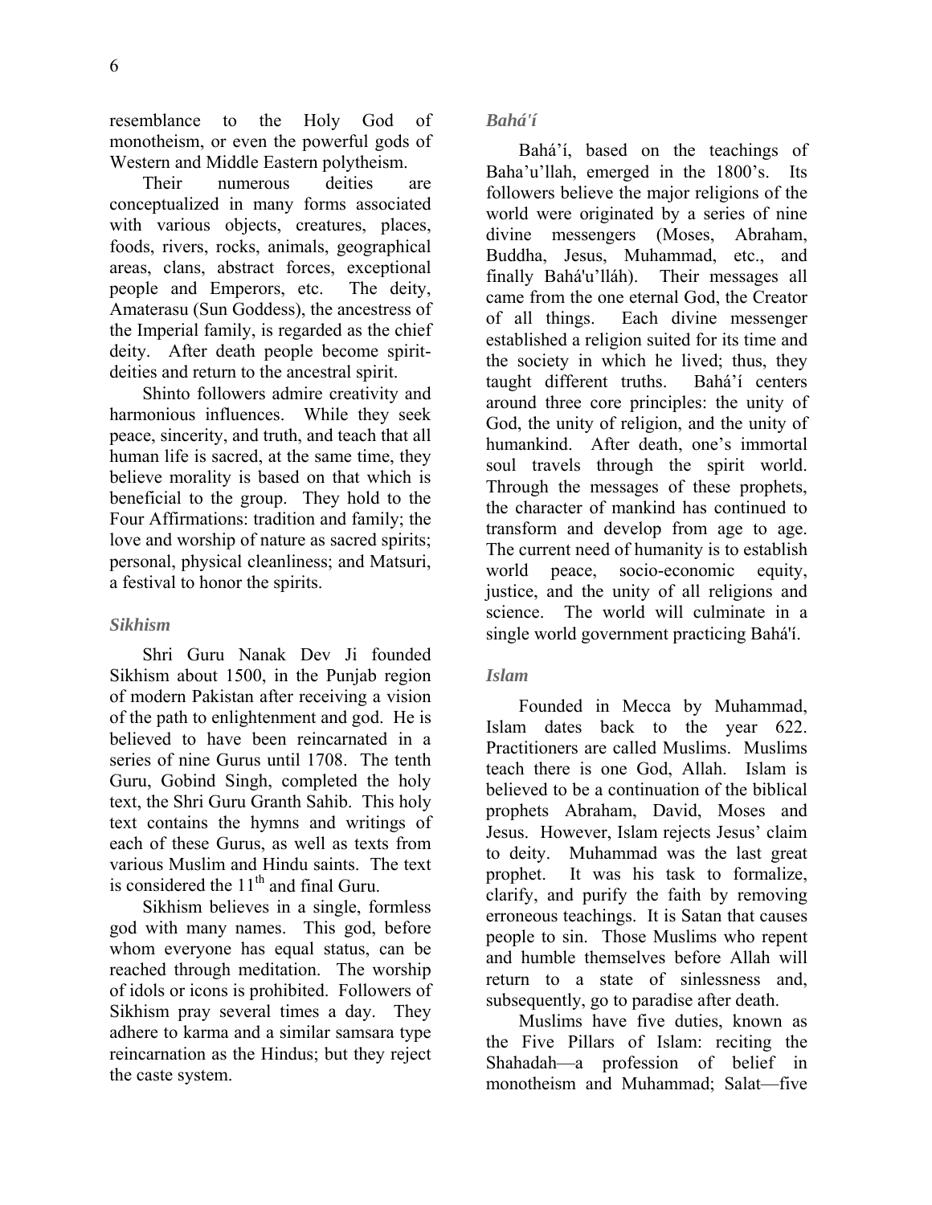resemblance to the Holy God of monotheism, or even the powerful gods of Western and Middle Eastern polytheism.

Their numerous deities are conceptualized in many forms associated with various objects, creatures, places, foods, rivers, rocks, animals, geographical areas, clans, abstract forces, exceptional people and Emperors, etc. The deity, Amaterasu (Sun Goddess), the ancestress of the Imperial family, is regarded as the chief deity. After death people become spirit-deities and return to the ancestral spirit.

Shinto followers admire creativity and harmonious influences. While they seek peace, sincerity, and truth, and teach that all human life is sacred, at the same time, they believe morality is based on that which is beneficial to the group. They hold to the Four Affirmations: tradition and family; the love and worship of nature as sacred spirits; personal, physical cleanliness; and Matsuri, a festival to honor the spirits.

### *Sikhism*

Shri Guru Nanak Dev Ji founded Sikhism about 1500, in the Punjab region of modern Pakistan after receiving a vision of the path to enlightenment and god. He is believed to have been reincarnated in a series of nine Gurus until 1708. The tenth Guru, Gobind Singh, completed the holy text, the Shri Guru Granth Sahib. This holy text contains the hymns and writings of each of these Gurus, as well as texts from various Muslim and Hindu saints. The text is considered the 11th and final Guru.

Sikhism believes in a single, formless god with many names. This god, before whom everyone has equal status, can be reached through meditation. The worship of idols or icons is prohibited. Followers of Sikhism pray several times a day. They adhere to karma and a similar samsara type reincarnation as the Hindus; but they reject the caste system.

### *Bahá'í*

Bahá'í, based on the teachings of Baha'u'llah, emerged in the 1800's. Its followers believe the major religions of the world were originated by a series of nine divine messengers (Moses, Abraham, Buddha, Jesus, Muhammad, etc., and finally Bahá'u'lláh). Their messages all came from the one eternal God, the Creator of all things. Each divine messenger established a religion suited for its time and the society in which he lived; thus, they taught different truths. Bahá'í centers around three core principles: the unity of God, the unity of religion, and the unity of humankind. After death, one's immortal soul travels through the spirit world. Through the messages of these prophets, the character of mankind has continued to transform and develop from age to age. The current need of humanity is to establish world peace, socio-economic equity, justice, and the unity of all religions and science. The world will culminate in a single world government practicing Bahá'í.

### *Islam*

Founded in Mecca by Muhammad, Islam dates back to the year 622. Practitioners are called Muslims. Muslims teach there is one God, Allah. Islam is believed to be a continuation of the biblical prophets Abraham, David, Moses and Jesus. However, Islam rejects Jesus' claim to deity. Muhammad was the last great prophet. It was his task to formalize, clarify, and purify the faith by removing erroneous teachings. It is Satan that causes people to sin. Those Muslims who repent and humble themselves before Allah will return to a state of sinlessness and, subsequently, go to paradise after death.

Muslims have five duties, known as the Five Pillars of Islam: reciting the Shahadah—a profession of belief in monotheism and Muhammad; Salat—five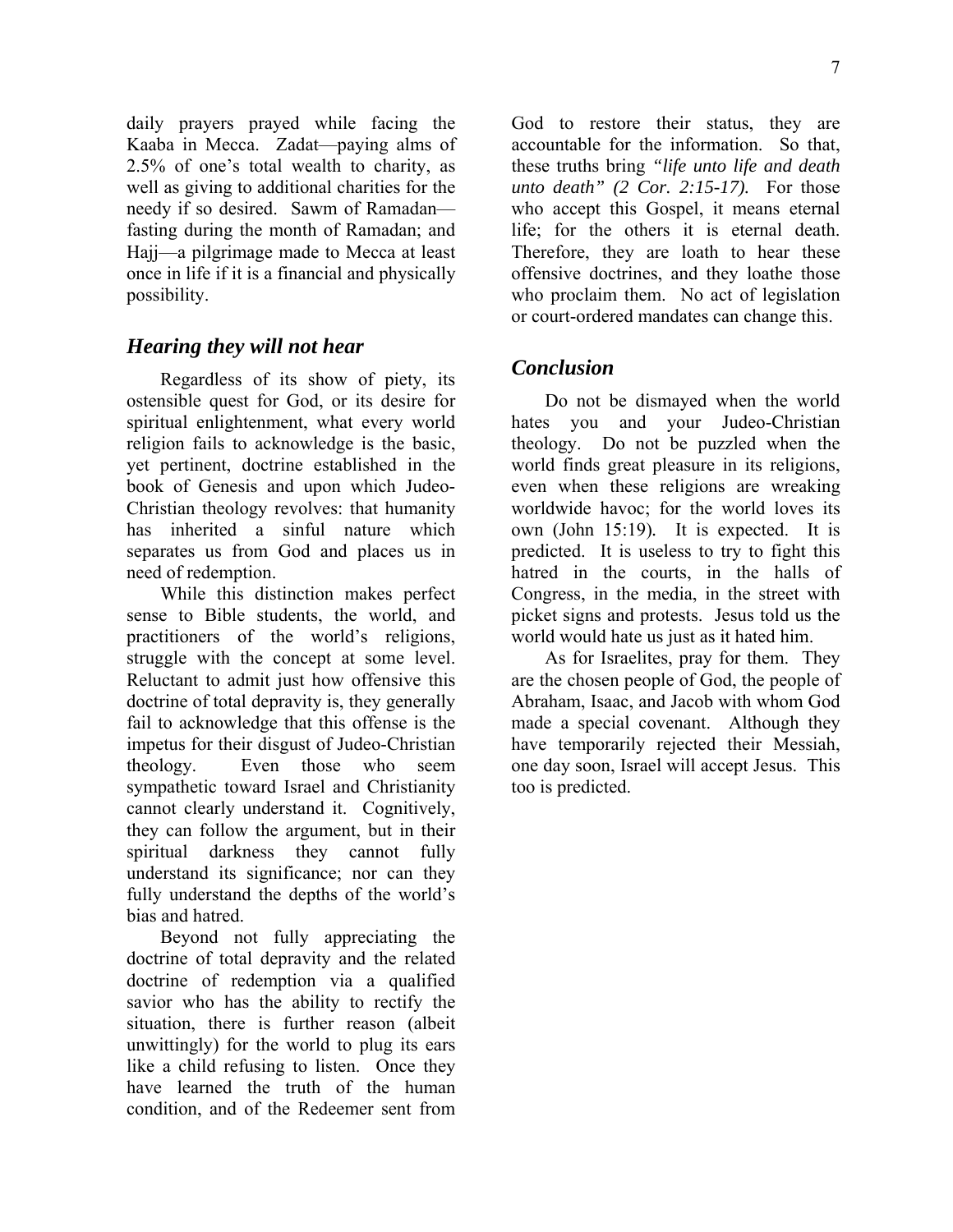daily prayers prayed while facing the Kaaba in Mecca. Zadat—paying alms of 2.5% of one's total wealth to charity, as well as giving to additional charities for the needy if so desired. Sawm of Ramadan—fasting during the month of Ramadan; and Hajj—a pilgrimage made to Mecca at least once in life if it is a financial and physically possibility.

## *Hearing they will not hear*

Regardless of its show of piety, its ostensible quest for God, or its desire for spiritual enlightenment, what every world religion fails to acknowledge is the basic, yet pertinent, doctrine established in the book of Genesis and upon which Judeo-Christian theology revolves: that humanity has inherited a sinful nature which separates us from God and places us in need of redemption.

While this distinction makes perfect sense to Bible students, the world, and practitioners of the world's religions, struggle with the concept at some level. Reluctant to admit just how offensive this doctrine of total depravity is, they generally fail to acknowledge that this offense is the impetus for their disgust of Judeo-Christian theology. Even those who seem sympathetic toward Israel and Christianity cannot clearly understand it. Cognitively, they can follow the argument, but in their spiritual darkness they cannot fully understand its significance; nor can they fully understand the depths of the world's bias and hatred.

Beyond not fully appreciating the doctrine of total depravity and the related doctrine of redemption via a qualified savior who has the ability to rectify the situation, there is further reason (albeit unwittingly) for the world to plug its ears like a child refusing to listen. Once they have learned the truth of the human condition, and of the Redeemer sent from God to restore their status, they are accountable for the information. So that, these truths bring *"life unto life and death unto death" (2 Cor. 2:15-17).* For those who accept this Gospel, it means eternal life; for the others it is eternal death. Therefore, they are loath to hear these offensive doctrines, and they loathe those who proclaim them. No act of legislation or court-ordered mandates can change this.

## *Conclusion*

Do not be dismayed when the world hates you and your Judeo-Christian theology. Do not be puzzled when the world finds great pleasure in its religions, even when these religions are wreaking worldwide havoc; for the world loves its own (John 15:19). It is expected. It is predicted. It is useless to try to fight this hatred in the courts, in the halls of Congress, in the media, in the street with picket signs and protests. Jesus told us the world would hate us just as it hated him.

As for Israelites, pray for them. They are the chosen people of God, the people of Abraham, Isaac, and Jacob with whom God made a special covenant. Although they have temporarily rejected their Messiah, one day soon, Israel will accept Jesus. This too is predicted.